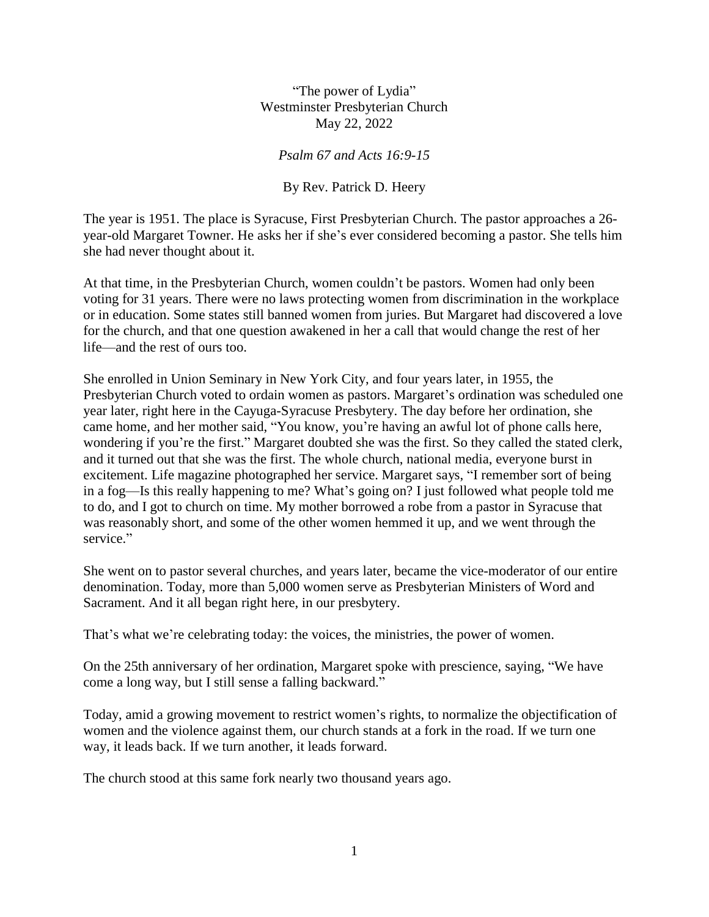"The power of Lydia"
Westminster Presbyterian Church
May 22, 2022

*Psalm 67 and Acts 16:9-15*

By Rev. Patrick D. Heery

The year is 1951. The place is Syracuse, First Presbyterian Church. The pastor approaches a 26-year-old Margaret Towner. He asks her if she's ever considered becoming a pastor. She tells him she had never thought about it.

At that time, in the Presbyterian Church, women couldn't be pastors. Women had only been voting for 31 years. There were no laws protecting women from discrimination in the workplace or in education. Some states still banned women from juries. But Margaret had discovered a love for the church, and that one question awakened in her a call that would change the rest of her life—and the rest of ours too.

She enrolled in Union Seminary in New York City, and four years later, in 1955, the Presbyterian Church voted to ordain women as pastors. Margaret's ordination was scheduled one year later, right here in the Cayuga-Syracuse Presbytery. The day before her ordination, she came home, and her mother said, "You know, you're having an awful lot of phone calls here, wondering if you're the first." Margaret doubted she was the first. So they called the stated clerk, and it turned out that she was the first. The whole church, national media, everyone burst in excitement. Life magazine photographed her service. Margaret says, "I remember sort of being in a fog—Is this really happening to me? What's going on? I just followed what people told me to do, and I got to church on time. My mother borrowed a robe from a pastor in Syracuse that was reasonably short, and some of the other women hemmed it up, and we went through the service."

She went on to pastor several churches, and years later, became the vice-moderator of our entire denomination. Today, more than 5,000 women serve as Presbyterian Ministers of Word and Sacrament. And it all began right here, in our presbytery.

That's what we're celebrating today: the voices, the ministries, the power of women.

On the 25th anniversary of her ordination, Margaret spoke with prescience, saying, "We have come a long way, but I still sense a falling backward."

Today, amid a growing movement to restrict women's rights, to normalize the objectification of women and the violence against them, our church stands at a fork in the road. If we turn one way, it leads back. If we turn another, it leads forward.

The church stood at this same fork nearly two thousand years ago.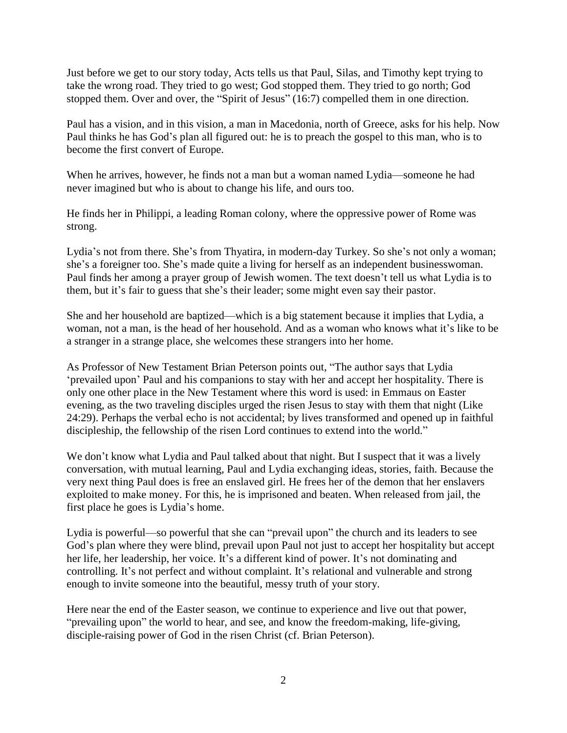Just before we get to our story today, Acts tells us that Paul, Silas, and Timothy kept trying to take the wrong road. They tried to go west; God stopped them. They tried to go north; God stopped them. Over and over, the "Spirit of Jesus" (16:7) compelled them in one direction.

Paul has a vision, and in this vision, a man in Macedonia, north of Greece, asks for his help. Now Paul thinks he has God's plan all figured out: he is to preach the gospel to this man, who is to become the first convert of Europe.

When he arrives, however, he finds not a man but a woman named Lydia—someone he had never imagined but who is about to change his life, and ours too.

He finds her in Philippi, a leading Roman colony, where the oppressive power of Rome was strong.

Lydia's not from there. She's from Thyatira, in modern-day Turkey. So she's not only a woman; she's a foreigner too. She's made quite a living for herself as an independent businesswoman. Paul finds her among a prayer group of Jewish women. The text doesn't tell us what Lydia is to them, but it's fair to guess that she's their leader; some might even say their pastor.

She and her household are baptized—which is a big statement because it implies that Lydia, a woman, not a man, is the head of her household. And as a woman who knows what it's like to be a stranger in a strange place, she welcomes these strangers into her home.

As Professor of New Testament Brian Peterson points out, "The author says that Lydia 'prevailed upon' Paul and his companions to stay with her and accept her hospitality. There is only one other place in the New Testament where this word is used: in Emmaus on Easter evening, as the two traveling disciples urged the risen Jesus to stay with them that night (Like 24:29). Perhaps the verbal echo is not accidental; by lives transformed and opened up in faithful discipleship, the fellowship of the risen Lord continues to extend into the world."

We don't know what Lydia and Paul talked about that night. But I suspect that it was a lively conversation, with mutual learning, Paul and Lydia exchanging ideas, stories, faith. Because the very next thing Paul does is free an enslaved girl. He frees her of the demon that her enslavers exploited to make money. For this, he is imprisoned and beaten. When released from jail, the first place he goes is Lydia's home.

Lydia is powerful—so powerful that she can "prevail upon" the church and its leaders to see God's plan where they were blind, prevail upon Paul not just to accept her hospitality but accept her life, her leadership, her voice. It's a different kind of power. It's not dominating and controlling. It's not perfect and without complaint. It's relational and vulnerable and strong enough to invite someone into the beautiful, messy truth of your story.

Here near the end of the Easter season, we continue to experience and live out that power, "prevailing upon" the world to hear, and see, and know the freedom-making, life-giving, disciple-raising power of God in the risen Christ (cf. Brian Peterson).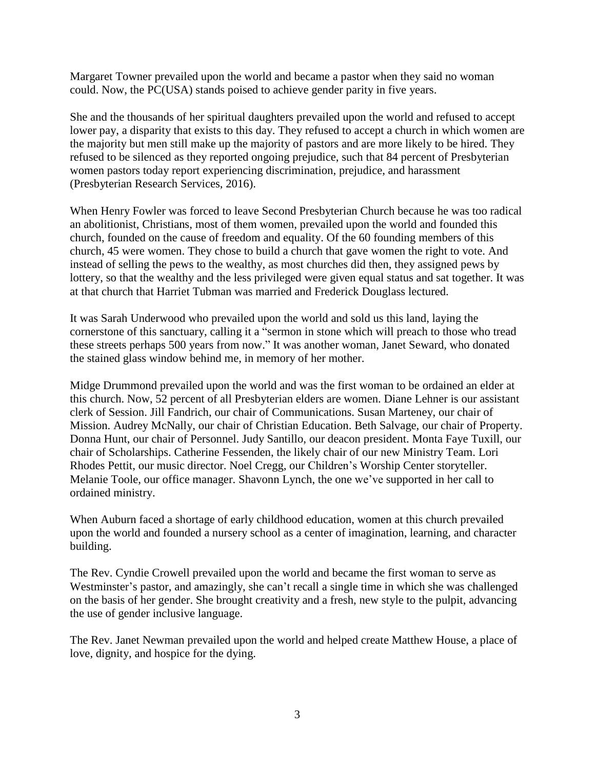Margaret Towner prevailed upon the world and became a pastor when they said no woman could. Now, the PC(USA) stands poised to achieve gender parity in five years.

She and the thousands of her spiritual daughters prevailed upon the world and refused to accept lower pay, a disparity that exists to this day. They refused to accept a church in which women are the majority but men still make up the majority of pastors and are more likely to be hired. They refused to be silenced as they reported ongoing prejudice, such that 84 percent of Presbyterian women pastors today report experiencing discrimination, prejudice, and harassment (Presbyterian Research Services, 2016).

When Henry Fowler was forced to leave Second Presbyterian Church because he was too radical an abolitionist, Christians, most of them women, prevailed upon the world and founded this church, founded on the cause of freedom and equality. Of the 60 founding members of this church, 45 were women. They chose to build a church that gave women the right to vote. And instead of selling the pews to the wealthy, as most churches did then, they assigned pews by lottery, so that the wealthy and the less privileged were given equal status and sat together. It was at that church that Harriet Tubman was married and Frederick Douglass lectured.

It was Sarah Underwood who prevailed upon the world and sold us this land, laying the cornerstone of this sanctuary, calling it a "sermon in stone which will preach to those who tread these streets perhaps 500 years from now." It was another woman, Janet Seward, who donated the stained glass window behind me, in memory of her mother.

Midge Drummond prevailed upon the world and was the first woman to be ordained an elder at this church. Now, 52 percent of all Presbyterian elders are women. Diane Lehner is our assistant clerk of Session. Jill Fandrich, our chair of Communications. Susan Marteney, our chair of Mission. Audrey McNally, our chair of Christian Education. Beth Salvage, our chair of Property. Donna Hunt, our chair of Personnel. Judy Santillo, our deacon president. Monta Faye Tuxill, our chair of Scholarships. Catherine Fessenden, the likely chair of our new Ministry Team. Lori Rhodes Pettit, our music director. Noel Cregg, our Children's Worship Center storyteller. Melanie Toole, our office manager. Shavonn Lynch, the one we've supported in her call to ordained ministry.

When Auburn faced a shortage of early childhood education, women at this church prevailed upon the world and founded a nursery school as a center of imagination, learning, and character building.

The Rev. Cyndie Crowell prevailed upon the world and became the first woman to serve as Westminster's pastor, and amazingly, she can't recall a single time in which she was challenged on the basis of her gender. She brought creativity and a fresh, new style to the pulpit, advancing the use of gender inclusive language.

The Rev. Janet Newman prevailed upon the world and helped create Matthew House, a place of love, dignity, and hospice for the dying.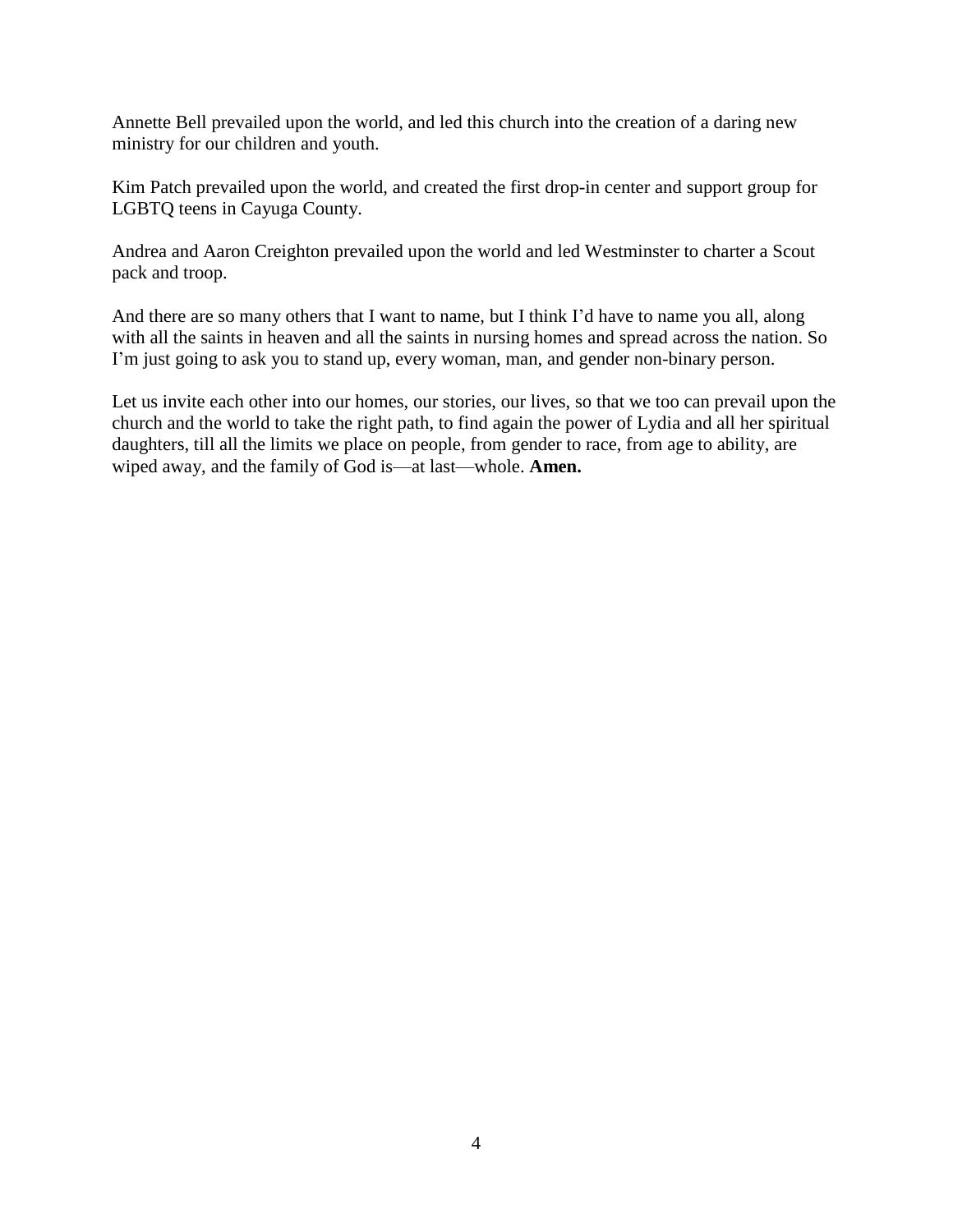Annette Bell prevailed upon the world, and led this church into the creation of a daring new ministry for our children and youth.

Kim Patch prevailed upon the world, and created the first drop-in center and support group for LGBTQ teens in Cayuga County.

Andrea and Aaron Creighton prevailed upon the world and led Westminster to charter a Scout pack and troop.

And there are so many others that I want to name, but I think I'd have to name you all, along with all the saints in heaven and all the saints in nursing homes and spread across the nation. So I'm just going to ask you to stand up, every woman, man, and gender non-binary person.

Let us invite each other into our homes, our stories, our lives, so that we too can prevail upon the church and the world to take the right path, to find again the power of Lydia and all her spiritual daughters, till all the limits we place on people, from gender to race, from age to ability, are wiped away, and the family of God is—at last—whole. **Amen.**